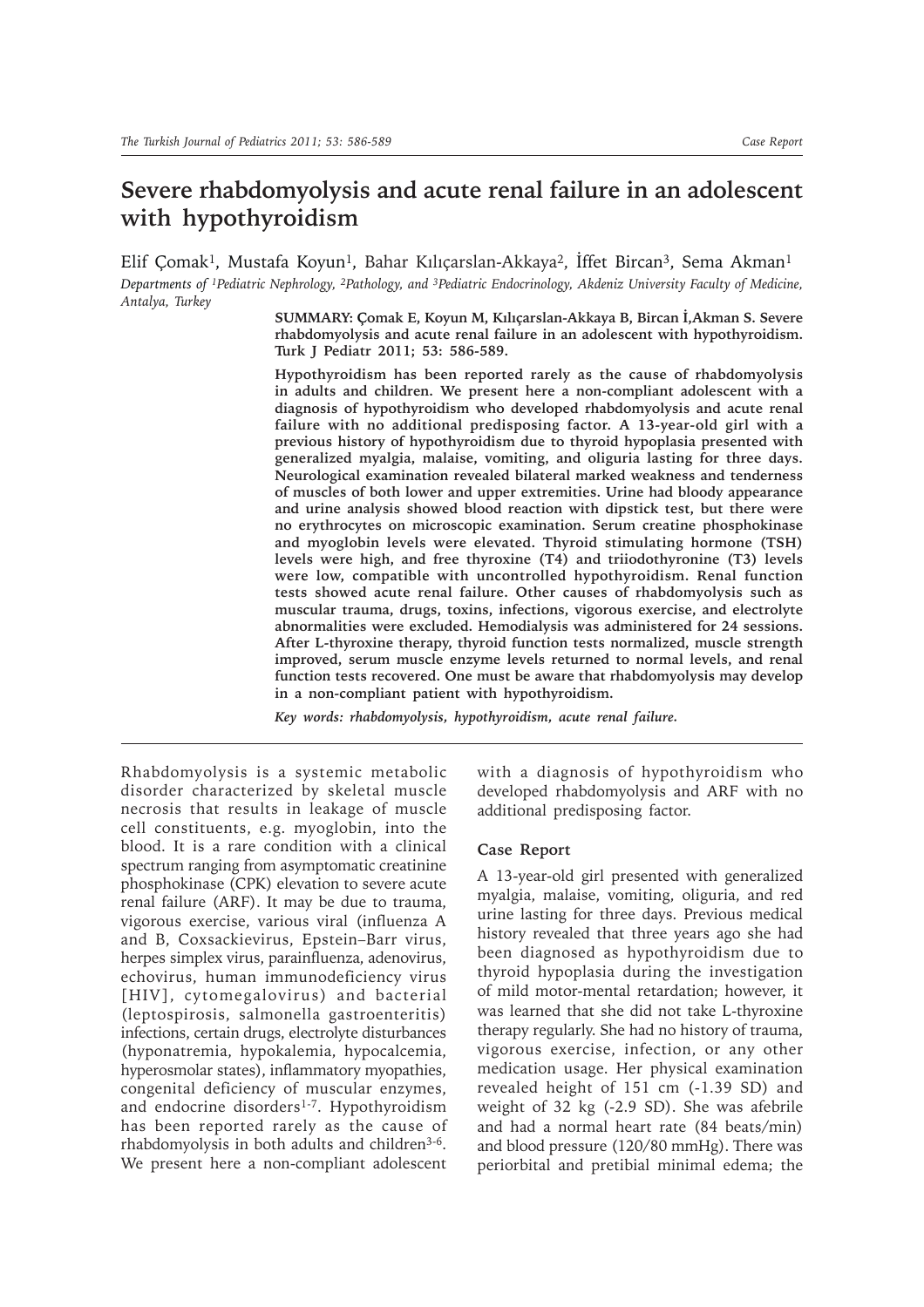# Severe rhabdomyolysis and acute renal failure in an adolescent with hypothyroidism

Elif Çomak[1], Mustafa Koyun[1], Bahar Kılıçarslan-Akkaya[2], İffet Bircan[3], Sema Akman[1]

*Departments of [1]Pediatric Nephrology, [2]Pathology, and [3]Pediatric Endocrinology, Akdeniz University Faculty of Medicine, Antalya, Turkey*

**SUMMARY: Çomak E, Koyun M, Kılıçarslan-Akkaya B, Bircan İ,Akman S. Severe rhabdomyolysis and acute renal failure in an adolescent with hypothyroidism. Turk J Pediatr 2011; 53: 586-589.**

**Hypothyroidism has been reported rarely as the cause of rhabdomyolysis in adults and children. We present here a non-compliant adolescent with a diagnosis of hypothyroidism who developed rhabdomyolysis and acute renal failure with no additional predisposing factor. A 13-year-old girl with a previous history of hypothyroidism due to thyroid hypoplasia presented with generalized myalgia, malaise, vomiting, and oliguria lasting for three days. Neurological examination revealed bilateral marked weakness and tenderness of muscles of both lower and upper extremities. Urine had bloody appearance and urine analysis showed blood reaction with dipstick test, but there were no erythrocytes on microscopic examination. Serum creatine phosphokinase and myoglobin levels were elevated. Thyroid stimulating hormone (TSH) levels were high, and free thyroxine (T4) and triiodothyronine (T3) levels were low, compatible with uncontrolled hypothyroidism. Renal function tests showed acute renal failure. Other causes of rhabdomyolysis such as muscular trauma, drugs, toxins, infections, vigorous exercise, and electrolyte abnormalities were excluded. Hemodialysis was administered for 24 sessions. After L-thyroxine therapy, thyroid function tests normalized, muscle strength improved, serum muscle enzyme levels returned to normal levels, and renal function tests recovered. One must be aware that rhabdomyolysis may develop in a non-compliant patient with hypothyroidism.**

***Key words: rhabdomyolysis, hypothyroidism, acute renal failure.***

---

Rhabdomyolysis is a systemic metabolic disorder characterized by skeletal muscle necrosis that results in leakage of muscle cell constituents, e.g. myoglobin, into the blood. It is a rare condition with a clinical spectrum ranging from asymptomatic creatinine phosphokinase (CPK) elevation to severe acute renal failure (ARF). It may be due to trauma, vigorous exercise, various viral (influenza A and B, Coxsackievirus, Epstein–Barr virus, herpes simplex virus, parainfluenza, adenovirus, echovirus, human immunodeficiency virus [HIV], cytomegalovirus) and bacterial (leptospirosis, salmonella gastroenteritis) infections, certain drugs, electrolyte disturbances (hyponatremia, hypokalemia, hypocalcemia, hyperosmolar states), inflammatory myopathies, congenital deficiency of muscular enzymes, and endocrine disorders[1-7]. Hypothyroidism has been reported rarely as the cause of rhabdomyolysis in both adults and children[3-6]. We present here a non-compliant adolescent with a diagnosis of hypothyroidism who developed rhabdomyolysis and ARF with no additional predisposing factor.

## Case Report

A 13-year-old girl presented with generalized myalgia, malaise, vomiting, oliguria, and red urine lasting for three days. Previous medical history revealed that three years ago she had been diagnosed as hypothyroidism due to thyroid hypoplasia during the investigation of mild motor-mental retardation; however, it was learned that she did not take L-thyroxine therapy regularly. She had no history of trauma, vigorous exercise, infection, or any other medication usage. Her physical examination revealed height of 151 cm (-1.39 SD) and weight of 32 kg (-2.9 SD). She was afebrile and had a normal heart rate (84 beats/min) and blood pressure (120/80 mmHg). There was periorbital and pretibial minimal edema; the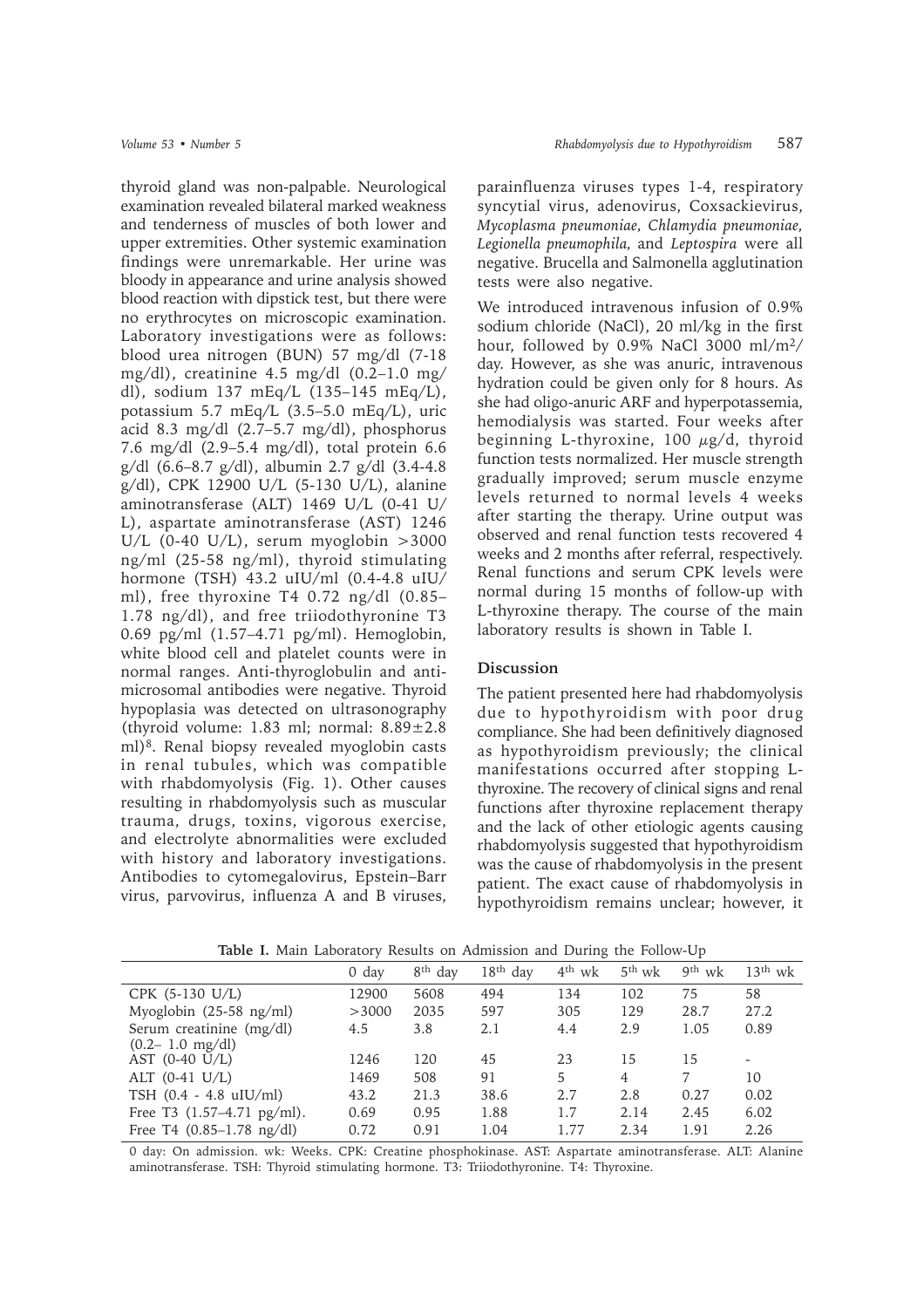thyroid gland was non-palpable. Neurological examination revealed bilateral marked weakness and tenderness of muscles of both lower and upper extremities. Other systemic examination findings were unremarkable. Her urine was bloody in appearance and urine analysis showed blood reaction with dipstick test, but there were no erythrocytes on microscopic examination. Laboratory investigations were as follows: blood urea nitrogen (BUN) 57 mg/dl (7-18 mg/dl), creatinine 4.5 mg/dl (0.2–1.0 mg/dl), sodium 137 mEq/L (135–145 mEq/L), potassium 5.7 mEq/L (3.5–5.0 mEq/L), uric acid 8.3 mg/dl (2.7–5.7 mg/dl), phosphorus 7.6 mg/dl (2.9–5.4 mg/dl), total protein 6.6 g/dl (6.6–8.7 g/dl), albumin 2.7 g/dl (3.4-4.8 g/dl), CPK 12900 U/L (5-130 U/L), alanine aminotransferase (ALT) 1469 U/L (0-41 U/L), aspartate aminotransferase (AST) 1246 U/L (0-40 U/L), serum myoglobin >3000 ng/ml (25-58 ng/ml), thyroid stimulating hormone (TSH) 43.2 uIU/ml (0.4-4.8 uIU/ml), free thyroxine T4 0.72 ng/dl (0.85–1.78 ng/dl), and free triiodothyronine T3 0.69 pg/ml (1.57–4.71 pg/ml). Hemoglobin, white blood cell and platelet counts were in normal ranges. Anti-thyroglobulin and anti-microsomal antibodies were negative. Thyroid hypoplasia was detected on ultrasonography (thyroid volume: 1.83 ml; normal: $8.89 \pm 2.8$ ml)[8]. Renal biopsy revealed myoglobin casts in renal tubules, which was compatible with rhabdomyolysis (Fig. 1). Other causes resulting in rhabdomyolysis such as muscular trauma, drugs, toxins, vigorous exercise, and electrolyte abnormalities were excluded with history and laboratory investigations. Antibodies to cytomegalovirus, Epstein–Barr virus, parvovirus, influenza A and B viruses, parainfluenza viruses types 1-4, respiratory syncytial virus, adenovirus, Coxsackievirus, *Mycoplasma pneumoniae, Chlamydia pneumoniae, Legionella pneumophila,* and *Leptospira* were all negative. Brucella and Salmonella agglutination tests were also negative.

We introduced intravenous infusion of 0.9% sodium chloride (NaCl), 20 ml/kg in the first hour, followed by 0.9% NaCl 3000 ml/m$^2$/day. However, as she was anuric, intravenous hydration could be given only for 8 hours. As she had oligo-anuric ARF and hyperpotassemia, hemodialysis was started. Four weeks after beginning L-thyroxine, 100 $\mu$g/d, thyroid function tests normalized. Her muscle strength gradually improved; serum muscle enzyme levels returned to normal levels 4 weeks after starting the therapy. Urine output was observed and renal function tests recovered 4 weeks and 2 months after referral, respectively. Renal functions and serum CPK levels were normal during 15 months of follow-up with L-thyroxine therapy. The course of the main laboratory results is shown in Table I.

## Discussion

The patient presented here had rhabdomyolysis due to hypothyroidism with poor drug compliance. She had been definitively diagnosed as hypothyroidism previously; the clinical manifestations occurred after stopping L-thyroxine. The recovery of clinical signs and renal functions after thyroxine replacement therapy and the lack of other etiologic agents causing rhabdomyolysis suggested that hypothyroidism was the cause of rhabdomyolysis in the present patient. The exact cause of rhabdomyolysis in hypothyroidism remains unclear; however, it

**Table I.** Main Laboratory Results on Admission and During the Follow-Up

| | 0 day | 8th day | 18th day | 4th wk | 5th wk | 9th wk | 13th wk |
|---|---|---|---|---|---|---|---|
| CPK (5-130 U/L) | 12900 | 5608 | 494 | 134 | 102 | 75 | 58 |
| Myoglobin (25-58 ng/ml) | >3000 | 2035 | 597 | 305 | 129 | 28.7 | 27.2 |
| Serum creatinine (mg/dl) (0.2– 1.0 mg/dl) | 4.5 | 3.8 | 2.1 | 4.4 | 2.9 | 1.05 | 0.89 |
| AST (0-40 U/L) | 1246 | 120 | 45 | 23 | 15 | 15 | - |
| ALT (0-41 U/L) | 1469 | 508 | 91 | 5 | 4 | 7 | 10 |
| TSH (0.4 - 4.8 uIU/ml) | 43.2 | 21.3 | 38.6 | 2.7 | 2.8 | 0.27 | 0.02 |
| Free T3 (1.57–4.71 pg/ml). | 0.69 | 0.95 | 1.88 | 1.7 | 2.14 | 2.45 | 6.02 |
| Free T4 (0.85–1.78 ng/dl) | 0.72 | 0.91 | 1.04 | 1.77 | 2.34 | 1.91 | 2.26 |

0 day: On admission. wk: Weeks. CPK: Creatine phosphokinase. AST: Aspartate aminotransferase. ALT: Alanine aminotransferase. TSH: Thyroid stimulating hormone. T3: Triiodothyronine. T4: Thyroxine.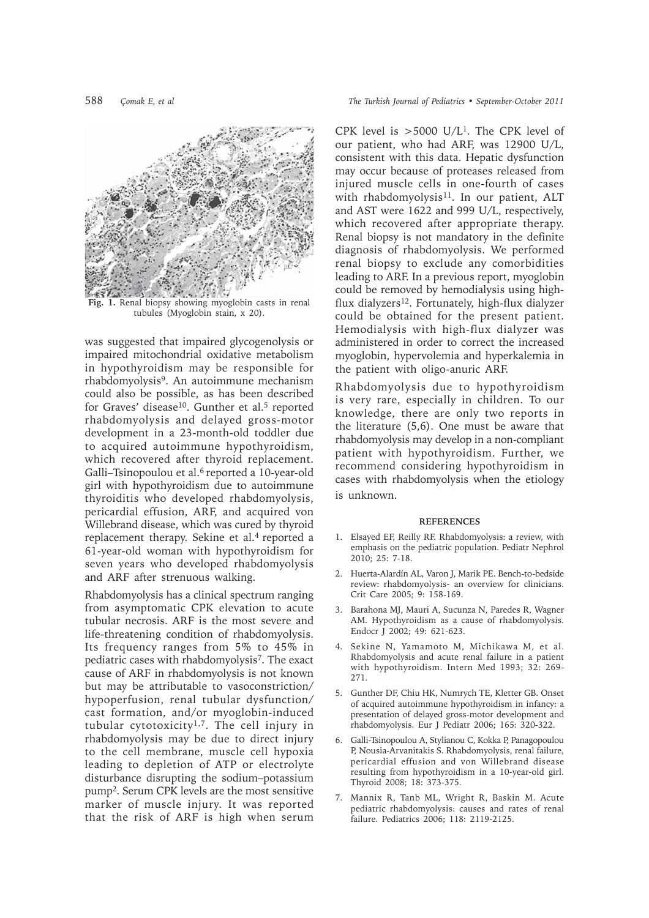Fig. 1. Renal biopsy showing myoglobin casts in renal tubules (Myoglobin stain, x 20).

was suggested that impaired glycogenolysis or impaired mitochondrial oxidative metabolism in hypothyroidism may be responsible for rhabdomyolysis[9]. An autoimmune mechanism could also be possible, as has been described for Graves' disease[10]. Gunther et al.[5] reported rhabdomyolysis and delayed gross-motor development in a 23-month-old toddler due to acquired autoimmune hypothyroidism, which recovered after thyroid replacement. Galli–Tsinopoulou et al.[6] reported a 10-year-old girl with hypothyroidism due to autoimmune thyroiditis who developed rhabdomyolysis, pericardial effusion, ARF, and acquired von Willebrand disease, which was cured by thyroid replacement therapy. Sekine et al.[4] reported a 61-year-old woman with hypothyroidism for seven years who developed rhabdomyolysis and ARF after strenuous walking.

Rhabdomyolysis has a clinical spectrum ranging from asymptomatic CPK elevation to acute tubular necrosis. ARF is the most severe and life-threatening condition of rhabdomyolysis. Its frequency ranges from 5% to 45% in pediatric cases with rhabdomyolysis[7]. The exact cause of ARF in rhabdomyolysis is not known but may be attributable to vasoconstriction/hypoperfusion, renal tubular dysfunction/cast formation, and/or myoglobin-induced tubular cytotoxicity[1,7]. The cell injury in rhabdomyolysis may be due to direct injury to the cell membrane, muscle cell hypoxia leading to depletion of ATP or electrolyte disturbance disrupting the sodium–potassium pump[2]. Serum CPK levels are the most sensitive marker of muscle injury. It was reported that the risk of ARF is high when serum CPK level is >5000 U/L[1]. The CPK level of our patient, who had ARF, was 12900 U/L, consistent with this data. Hepatic dysfunction may occur because of proteases released from injured muscle cells in one-fourth of cases with rhabdomyolysis[11]. In our patient, ALT and AST were 1622 and 999 U/L, respectively, which recovered after appropriate therapy. Renal biopsy is not mandatory in the definite diagnosis of rhabdomyolysis. We performed renal biopsy to exclude any comorbidities leading to ARF. In a previous report, myoglobin could be removed by hemodialysis using high-flux dialyzers[12]. Fortunately, high-flux dialyzer could be obtained for the present patient. Hemodialysis with high-flux dialyzer was administered in order to correct the increased myoglobin, hypervolemia and hyperkalemia in the patient with oligo-anuric ARF.

Rhabdomyolysis due to hypothyroidism is very rare, especially in children. To our knowledge, there are only two reports in the literature (5,6). One must be aware that rhabdomyolysis may develop in a non-compliant patient with hypothyroidism. Further, we recommend considering hypothyroidism in cases with rhabdomyolysis when the etiology is unknown.

## REFERENCES

1. Elsayed EF, Reilly RF. Rhabdomyolysis: a review, with emphasis on the pediatric population. Pediatr Nephrol 2010; 25: 7-18.
2. Huerta-Alardín AL, Varon J, Marik PE. Bench-to-bedside review: rhabdomyolysis- an overview for clinicians. Crit Care 2005; 9: 158-169.
3. Barahona MJ, Mauri A, Sucunza N, Paredes R, Wagner AM. Hypothyroidism as a cause of rhabdomyolysis. Endocr J 2002; 49: 621-623.
4. Sekine N, Yamamoto M, Michikawa M, et al. Rhabdomyolysis and acute renal failure in a patient with hypothyroidism. Intern Med 1993; 32: 269-271.
5. Gunther DF, Chiu HK, Numrych TE, Kletter GB. Onset of acquired autoimmune hypothyroidism in infancy: a presentation of delayed gross-motor development and rhabdomyolysis. Eur J Pediatr 2006; 165: 320-322.
6. Galli-Tsinopoulou A, Stylianou C, Kokka P, Panagopoulou P, Nousia-Arvanitakis S. Rhabdomyolysis, renal failure, pericardial effusion and von Willebrand disease resulting from hypothyroidism in a 10-year-old girl. Thyroid 2008; 18: 373-375.
7. Mannix R, Tanb ML, Wright R, Baskin M. Acute pediatric rhabdomyolysis: causes and rates of renal failure. Pediatrics 2006; 118: 2119-2125.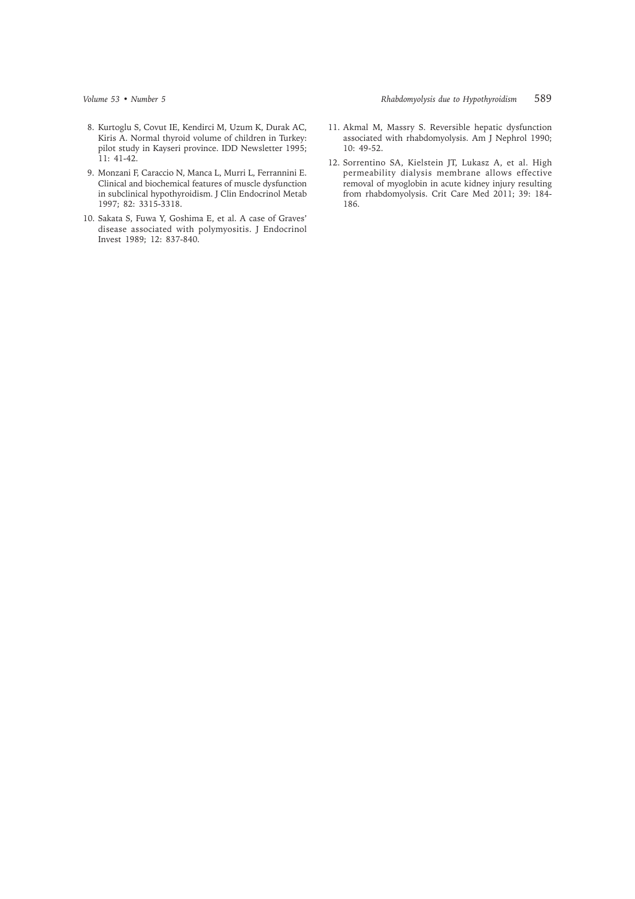8. Kurtoglu S, Covut IE, Kendirci M, Uzum K, Durak AC, Kiris A. Normal thyroid volume of children in Turkey: pilot study in Kayseri province. IDD Newsletter 1995; 11: 41-42.
9. Monzani F, Caraccio N, Manca L, Murri L, Ferrannini E. Clinical and biochemical features of muscle dysfunction in subclinical hypothyroidism. J Clin Endocrinol Metab 1997; 82: 3315-3318.
10. Sakata S, Fuwa Y, Goshima E, et al. A case of Graves' disease associated with polymyositis. J Endocrinol Invest 1989; 12: 837-840.
11. Akmal M, Massry S. Reversible hepatic dysfunction associated with rhabdomyolysis. Am J Nephrol 1990; 10: 49-52.
12. Sorrentino SA, Kielstein JT, Lukasz A, et al. High permeability dialysis membrane allows effective removal of myoglobin in acute kidney injury resulting from rhabdomyolysis. Crit Care Med 2011; 39: 184-186.